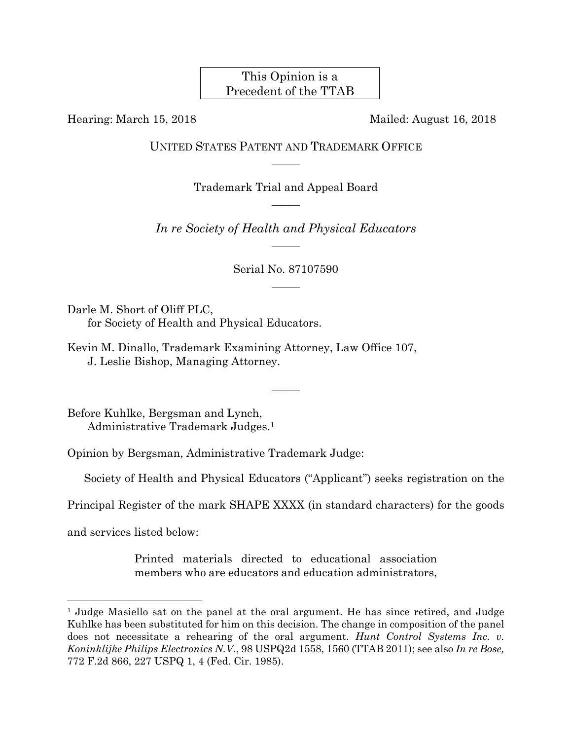This Opinion is a Precedent of the TTAB

Hearing: March 15, 2018 Mailed: August 16, 2018

UNITED STATES PATENT AND TRADEMARK OFFICE

—————

Trademark Trial and Appeal Board

—————

*In re Society of Health and Physical Educators*

—————

Serial No. 87107590

—————

Darle M. Short of Oliff PLC,
for Society of Health and Physical Educators.

Kevin M. Dinallo, Trademark Examining Attorney, Law Office 107,
J. Leslie Bishop, Managing Attorney.

—————

Before Kuhlke, Bergsman and Lynch,
Administrative Trademark Judges.[1]

Opinion by Bergsman, Administrative Trademark Judge:

Society of Health and Physical Educators ("Applicant") seeks registration on the Principal Register of the mark SHAPE XXXX (in standard characters) for the goods and services listed below:

> Printed materials directed to educational association members who are educators and education administrators,

[1] Judge Masiello sat on the panel at the oral argument. He has since retired, and Judge Kuhlke has been substituted for him on this decision. The change in composition of the panel does not necessitate a rehearing of the oral argument. *Hunt Control Systems Inc. v. Koninklijke Philips Electronics N.V.*, 98 USPQ2d 1558, 1560 (TTAB 2011); see also *In re Bose,* 772 F.2d 866, 227 USPQ 1, 4 (Fed. Cir. 1985).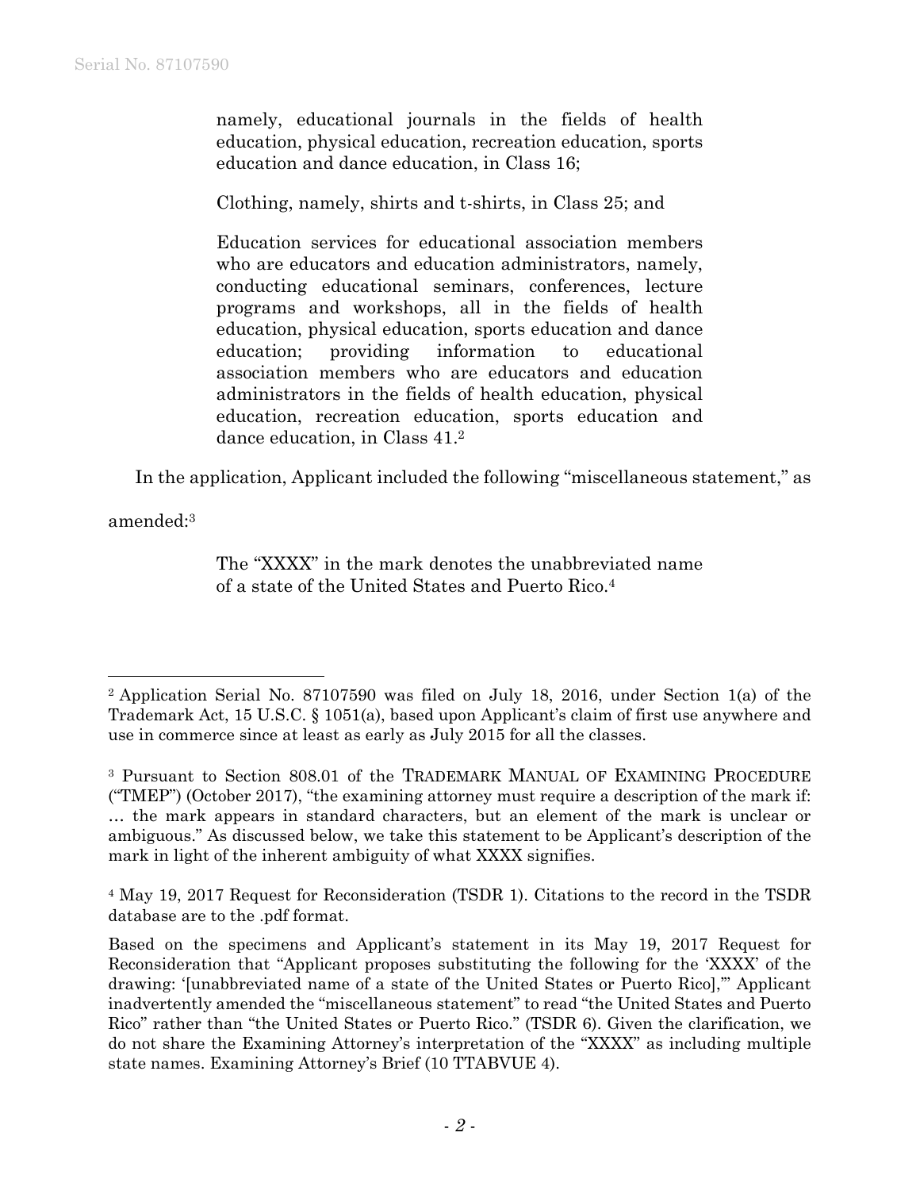> namely, educational journals in the fields of health education, physical education, recreation education, sports education and dance education, in Class 16;
>
> Clothing, namely, shirts and t-shirts, in Class 25; and
>
> Education services for educational association members who are educators and education administrators, namely, conducting educational seminars, conferences, lecture programs and workshops, all in the fields of health education, physical education, sports education and dance education; providing information to educational association members who are educators and education administrators in the fields of health education, physical education, recreation education, sports education and dance education, in Class 41.[2]

In the application, Applicant included the following "miscellaneous statement," as amended:[3]

> The "XXXX" in the mark denotes the unabbreviated name of a state of the United States and Puerto Rico.[4]

---

[2] Application Serial No. 87107590 was filed on July 18, 2016, under Section 1(a) of the Trademark Act, 15 U.S.C. § 1051(a), based upon Applicant's claim of first use anywhere and use in commerce since at least as early as July 2015 for all the classes.

[3] Pursuant to Section 808.01 of the TRADEMARK MANUAL OF EXAMINING PROCEDURE ("TMEP") (October 2017), "the examining attorney must require a description of the mark if: … the mark appears in standard characters, but an element of the mark is unclear or ambiguous." As discussed below, we take this statement to be Applicant's description of the mark in light of the inherent ambiguity of what XXXX signifies.

[4] May 19, 2017 Request for Reconsideration (TSDR 1). Citations to the record in the TSDR database are to the .pdf format.

Based on the specimens and Applicant's statement in its May 19, 2017 Request for Reconsideration that "Applicant proposes substituting the following for the 'XXXX' of the drawing: '[unabbreviated name of a state of the United States or Puerto Rico],'" Applicant inadvertently amended the "miscellaneous statement" to read "the United States and Puerto Rico" rather than "the United States or Puerto Rico." (TSDR 6). Given the clarification, we do not share the Examining Attorney's interpretation of the "XXXX" as including multiple state names. Examining Attorney's Brief (10 TTABVUE 4).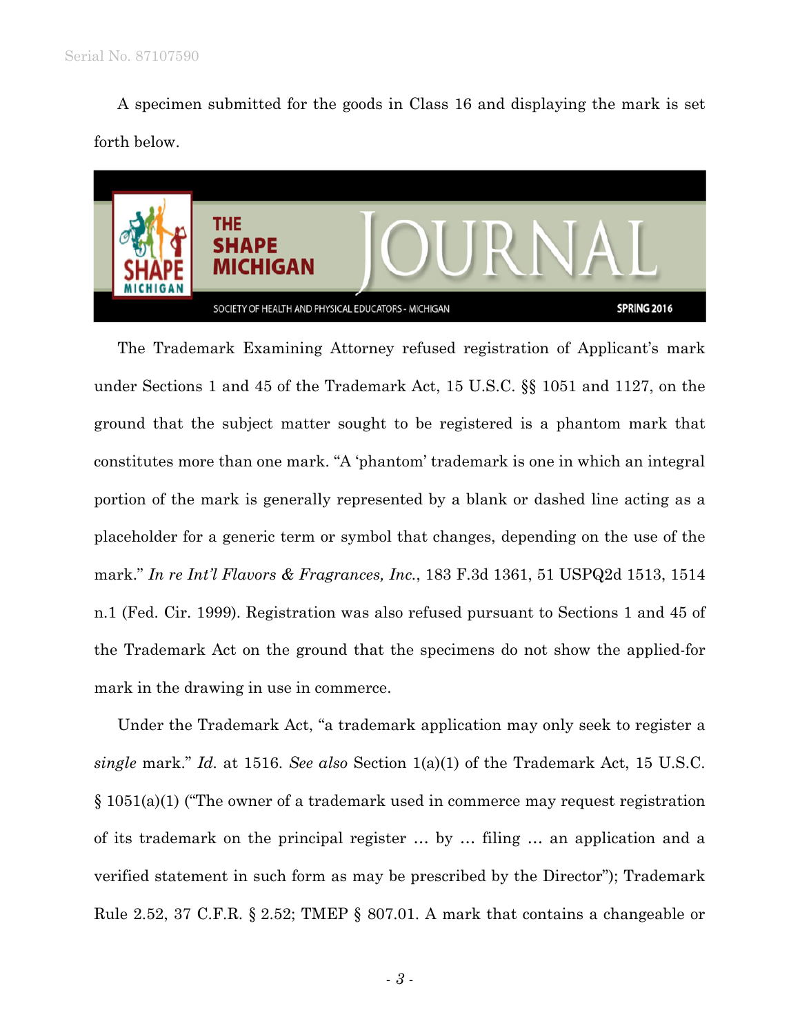A specimen submitted for the goods in Class 16 and displaying the mark is set forth below.

The Trademark Examining Attorney refused registration of Applicant's mark under Sections 1 and 45 of the Trademark Act, 15 U.S.C. §§ 1051 and 1127, on the ground that the subject matter sought to be registered is a phantom mark that constitutes more than one mark. "A 'phantom' trademark is one in which an integral portion of the mark is generally represented by a blank or dashed line acting as a placeholder for a generic term or symbol that changes, depending on the use of the mark." *In re Int'l Flavors & Fragrances, Inc.*, 183 F.3d 1361, 51 USPQ2d 1513, 1514 n.1 (Fed. Cir. 1999). Registration was also refused pursuant to Sections 1 and 45 of the Trademark Act on the ground that the specimens do not show the applied-for mark in the drawing in use in commerce.

Under the Trademark Act, "a trademark application may only seek to register a *single* mark." *Id.* at 1516. *See also* Section 1(a)(1) of the Trademark Act, 15 U.S.C. § 1051(a)(1) ("The owner of a trademark used in commerce may request registration of its trademark on the principal register … by … filing … an application and a verified statement in such form as may be prescribed by the Director"); Trademark Rule 2.52, 37 C.F.R. § 2.52; TMEP § 807.01. A mark that contains a changeable or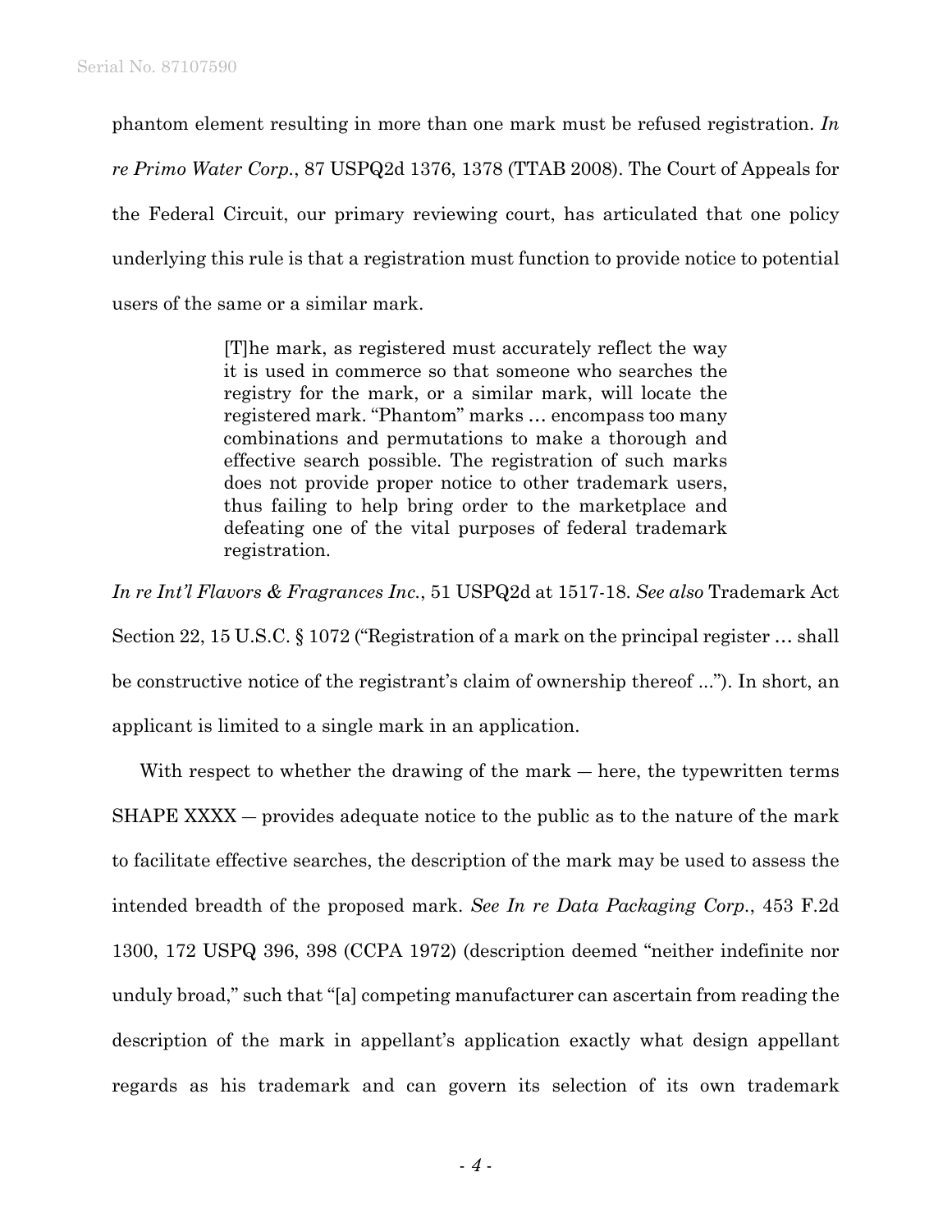phantom element resulting in more than one mark must be refused registration. *In re Primo Water Corp.*, 87 USPQ2d 1376, 1378 (TTAB 2008). The Court of Appeals for the Federal Circuit, our primary reviewing court, has articulated that one policy underlying this rule is that a registration must function to provide notice to potential users of the same or a similar mark.

> [T]he mark, as registered must accurately reflect the way it is used in commerce so that someone who searches the registry for the mark, or a similar mark, will locate the registered mark. "Phantom" marks … encompass too many combinations and permutations to make a thorough and effective search possible. The registration of such marks does not provide proper notice to other trademark users, thus failing to help bring order to the marketplace and defeating one of the vital purposes of federal trademark registration.

*In re Int'l Flavors & Fragrances Inc.*, 51 USPQ2d at 1517-18. *See also* Trademark Act Section 22, 15 U.S.C. § 1072 ("Registration of a mark on the principal register … shall be constructive notice of the registrant's claim of ownership thereof ..."). In short, an applicant is limited to a single mark in an application.

With respect to whether the drawing of the mark — here, the typewritten terms SHAPE XXXX — provides adequate notice to the public as to the nature of the mark to facilitate effective searches, the description of the mark may be used to assess the intended breadth of the proposed mark. *See In re Data Packaging Corp.*, 453 F.2d 1300, 172 USPQ 396, 398 (CCPA 1972) (description deemed "neither indefinite nor unduly broad," such that "[a] competing manufacturer can ascertain from reading the description of the mark in appellant's application exactly what design appellant regards as his trademark and can govern its selection of its own trademark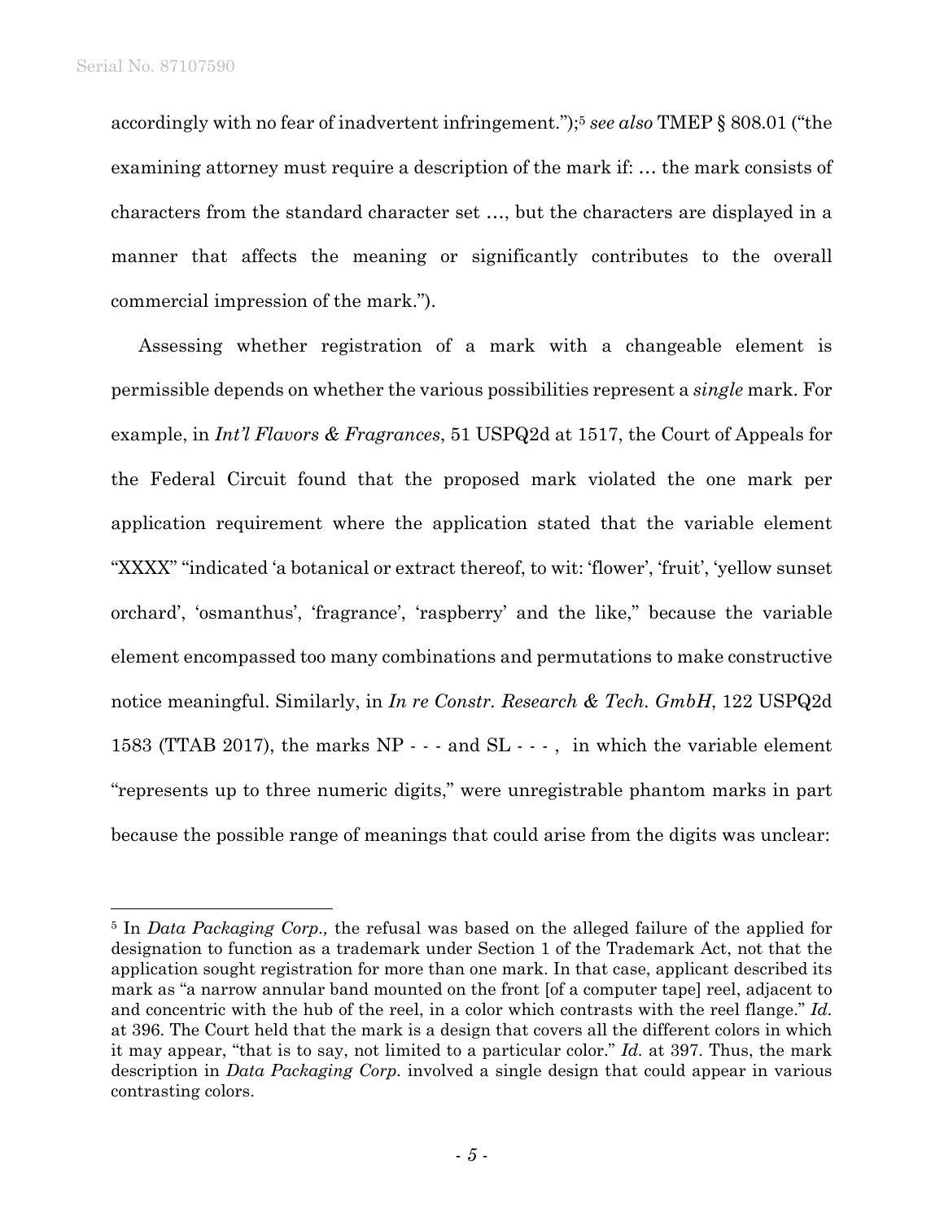accordingly with no fear of inadvertent infringement.");[5] *see also* TMEP § 808.01 ("the examining attorney must require a description of the mark if: … the mark consists of characters from the standard character set …, but the characters are displayed in a manner that affects the meaning or significantly contributes to the overall commercial impression of the mark.").

Assessing whether registration of a mark with a changeable element is permissible depends on whether the various possibilities represent a *single* mark. For example, in *Int'l Flavors & Fragrances*, 51 USPQ2d at 1517, the Court of Appeals for the Federal Circuit found that the proposed mark violated the one mark per application requirement where the application stated that the variable element "XXXX" "indicated 'a botanical or extract thereof, to wit: 'flower', 'fruit', 'yellow sunset orchard', 'osmanthus', 'fragrance', 'raspberry' and the like," because the variable element encompassed too many combinations and permutations to make constructive notice meaningful. Similarly, in *In re Constr. Research & Tech. GmbH*, 122 USPQ2d 1583 (TTAB 2017), the marks NP - - - and SL - - - , in which the variable element "represents up to three numeric digits," were unregistrable phantom marks in part because the possible range of meanings that could arise from the digits was unclear:

---

[5] In *Data Packaging Corp.,* the refusal was based on the alleged failure of the applied for designation to function as a trademark under Section 1 of the Trademark Act, not that the application sought registration for more than one mark. In that case, applicant described its mark as "a narrow annular band mounted on the front [of a computer tape] reel, adjacent to and concentric with the hub of the reel, in a color which contrasts with the reel flange." *Id.* at 396. The Court held that the mark is a design that covers all the different colors in which it may appear, "that is to say, not limited to a particular color." *Id.* at 397. Thus, the mark description in *Data Packaging Corp.* involved a single design that could appear in various contrasting colors.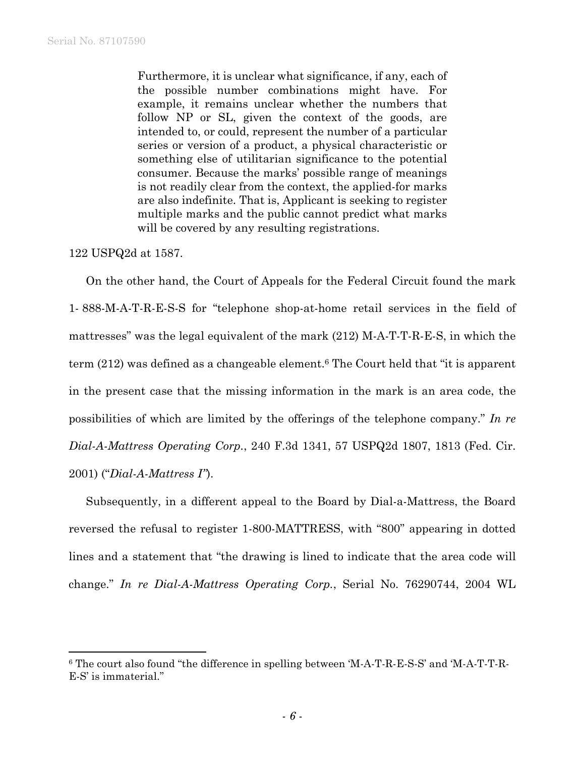> Furthermore, it is unclear what significance, if any, each of the possible number combinations might have. For example, it remains unclear whether the numbers that follow NP or SL, given the context of the goods, are intended to, or could, represent the number of a particular series or version of a product, a physical characteristic or something else of utilitarian significance to the potential consumer. Because the marks' possible range of meanings is not readily clear from the context, the applied-for marks are also indefinite. That is, Applicant is seeking to register multiple marks and the public cannot predict what marks will be covered by any resulting registrations.

122 USPQ2d at 1587.

On the other hand, the Court of Appeals for the Federal Circuit found the mark 1- 888-M-A-T-R-E-S-S for "telephone shop-at-home retail services in the field of mattresses" was the legal equivalent of the mark (212) M-A-T-T-R-E-S, in which the term (212) was defined as a changeable element.[6] The Court held that "it is apparent in the present case that the missing information in the mark is an area code, the possibilities of which are limited by the offerings of the telephone company." *In re Dial-A-Mattress Operating Corp.*, 240 F.3d 1341, 57 USPQ2d 1807, 1813 (Fed. Cir. 2001) ("*Dial-A-Mattress I*").

Subsequently, in a different appeal to the Board by Dial-a-Mattress, the Board reversed the refusal to register 1-800-MATTRESS, with "800" appearing in dotted lines and a statement that "the drawing is lined to indicate that the area code will change." *In re Dial-A-Mattress Operating Corp.*, Serial No. 76290744, 2004 WL

---

[6] The court also found "the difference in spelling between 'M-A-T-R-E-S-S' and 'M-A-T-T-R-E-S' is immaterial."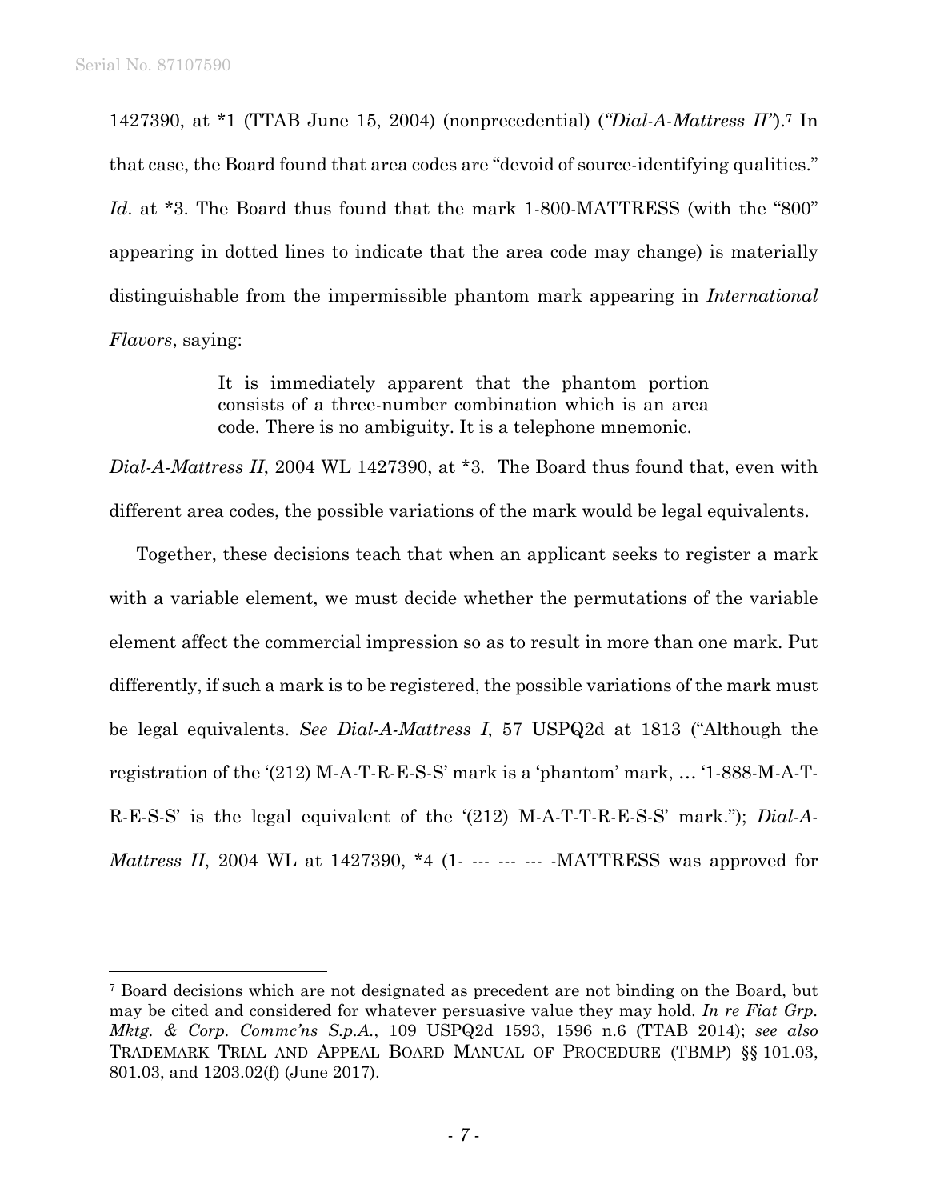1427390, at *1 (TTAB June 15, 2004) (nonprecedential) (*"Dial-A-Mattress II"*).[7] In that case, the Board found that area codes are "devoid of source-identifying qualities." *Id.* at *3. The Board thus found that the mark 1-800-MATTRESS (with the "800" appearing in dotted lines to indicate that the area code may change) is materially distinguishable from the impermissible phantom mark appearing in *International Flavors*, saying:

> It is immediately apparent that the phantom portion consists of a three-number combination which is an area code. There is no ambiguity. It is a telephone mnemonic.

*Dial-A-Mattress II*, 2004 WL 1427390, at *3. The Board thus found that, even with different area codes, the possible variations of the mark would be legal equivalents.

Together, these decisions teach that when an applicant seeks to register a mark with a variable element, we must decide whether the permutations of the variable element affect the commercial impression so as to result in more than one mark. Put differently, if such a mark is to be registered, the possible variations of the mark must be legal equivalents. *See Dial-A-Mattress I*, 57 USPQ2d at 1813 ("Although the registration of the '(212) M-A-T-R-E-S-S' mark is a 'phantom' mark, … '1-888-M-A-T-R-E-S-S' is the legal equivalent of the '(212) M-A-T-T-R-E-S-S' mark."); *Dial-A-Mattress II*, 2004 WL at 1427390, *4 (1- --- --- --- -MATTRESS was approved for

---

[7] Board decisions which are not designated as precedent are not binding on the Board, but may be cited and considered for whatever persuasive value they may hold. *In re Fiat Grp. Mktg. & Corp. Commc'ns S.p.A.*, 109 USPQ2d 1593, 1596 n.6 (TTAB 2014); *see also* TRADEMARK TRIAL AND APPEAL BOARD MANUAL OF PROCEDURE (TBMP) §§ 101.03, 801.03, and 1203.02(f) (June 2017).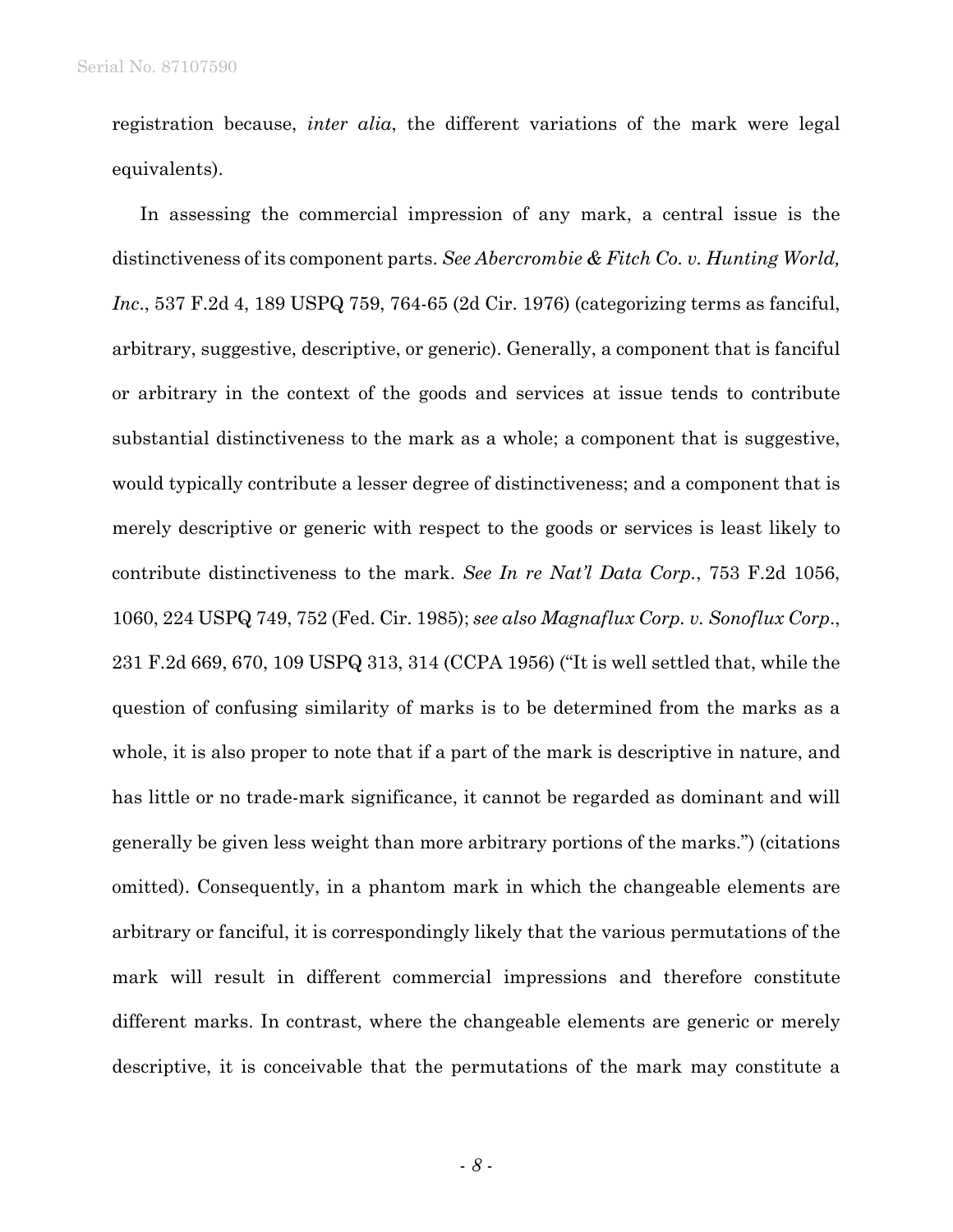registration because, *inter alia*, the different variations of the mark were legal equivalents).

In assessing the commercial impression of any mark, a central issue is the distinctiveness of its component parts. *See Abercrombie & Fitch Co. v. Hunting World, Inc*., 537 F.2d 4, 189 USPQ 759, 764-65 (2d Cir. 1976) (categorizing terms as fanciful, arbitrary, suggestive, descriptive, or generic). Generally, a component that is fanciful or arbitrary in the context of the goods and services at issue tends to contribute substantial distinctiveness to the mark as a whole; a component that is suggestive, would typically contribute a lesser degree of distinctiveness; and a component that is merely descriptive or generic with respect to the goods or services is least likely to contribute distinctiveness to the mark. *See In re Nat'l Data Corp.*, 753 F.2d 1056, 1060, 224 USPQ 749, 752 (Fed. Cir. 1985); *see also Magnaflux Corp. v. Sonoflux Corp*., 231 F.2d 669, 670, 109 USPQ 313, 314 (CCPA 1956) ("It is well settled that, while the question of confusing similarity of marks is to be determined from the marks as a whole, it is also proper to note that if a part of the mark is descriptive in nature, and has little or no trade-mark significance, it cannot be regarded as dominant and will generally be given less weight than more arbitrary portions of the marks.") (citations omitted). Consequently, in a phantom mark in which the changeable elements are arbitrary or fanciful, it is correspondingly likely that the various permutations of the mark will result in different commercial impressions and therefore constitute different marks. In contrast, where the changeable elements are generic or merely descriptive, it is conceivable that the permutations of the mark may constitute a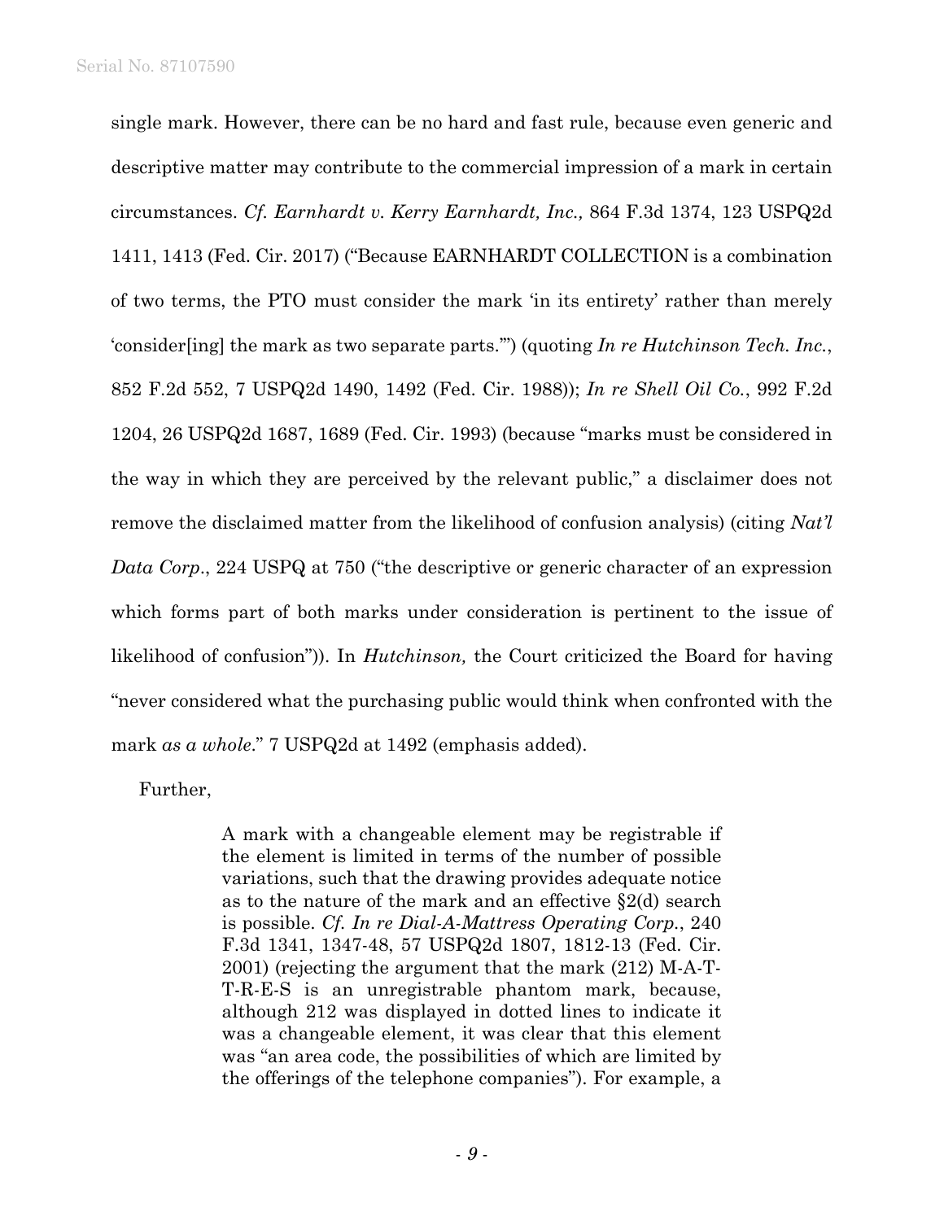single mark. However, there can be no hard and fast rule, because even generic and descriptive matter may contribute to the commercial impression of a mark in certain circumstances. *Cf. Earnhardt v. Kerry Earnhardt, Inc.,* 864 F.3d 1374, 123 USPQ2d 1411, 1413 (Fed. Cir. 2017) ("Because EARNHARDT COLLECTION is a combination of two terms, the PTO must consider the mark 'in its entirety' rather than merely 'consider[ing] the mark as two separate parts.'") (quoting *In re Hutchinson Tech. Inc.*, 852 F.2d 552, 7 USPQ2d 1490, 1492 (Fed. Cir. 1988)); *In re Shell Oil Co.*, 992 F.2d 1204, 26 USPQ2d 1687, 1689 (Fed. Cir. 1993) (because "marks must be considered in the way in which they are perceived by the relevant public," a disclaimer does not remove the disclaimed matter from the likelihood of confusion analysis) (citing *Nat'l Data Corp*., 224 USPQ at 750 ("the descriptive or generic character of an expression which forms part of both marks under consideration is pertinent to the issue of likelihood of confusion")). In *Hutchinson,* the Court criticized the Board for having "never considered what the purchasing public would think when confronted with the mark *as a whole*." 7 USPQ2d at 1492 (emphasis added).

Further,

> A mark with a changeable element may be registrable if the element is limited in terms of the number of possible variations, such that the drawing provides adequate notice as to the nature of the mark and an effective §2(d) search is possible. *Cf. In re Dial-A-Mattress Operating Corp.*, 240 F.3d 1341, 1347-48, 57 USPQ2d 1807, 1812-13 (Fed. Cir. 2001) (rejecting the argument that the mark (212) M-A-T-T-R-E-S is an unregistrable phantom mark, because, although 212 was displayed in dotted lines to indicate it was a changeable element, it was clear that this element was "an area code, the possibilities of which are limited by the offerings of the telephone companies"). For example, a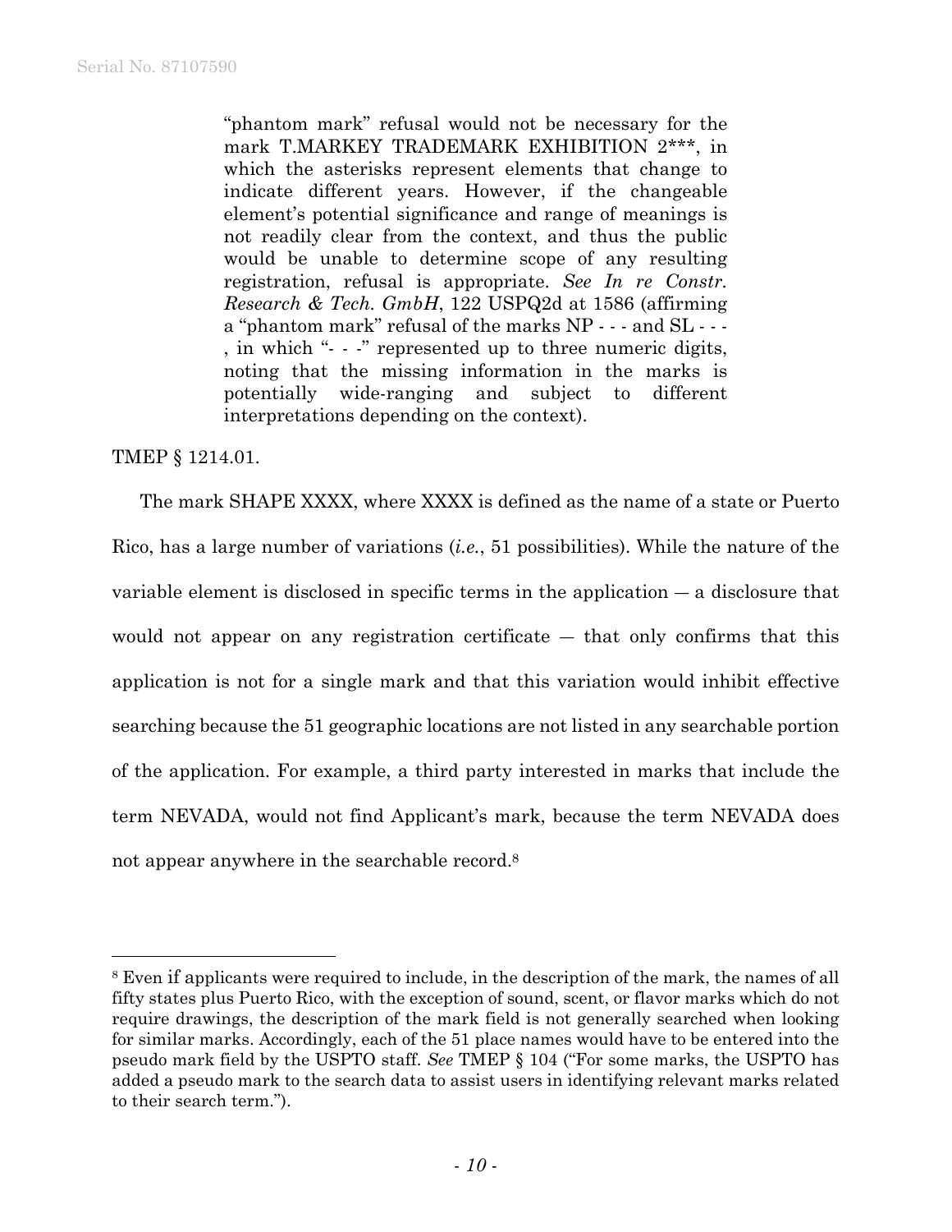> "phantom mark" refusal would not be necessary for the mark T.MARKEY TRADEMARK EXHIBITION 2***, in which the asterisks represent elements that change to indicate different years. However, if the changeable element's potential significance and range of meanings is not readily clear from the context, and thus the public would be unable to determine scope of any resulting registration, refusal is appropriate. *See In re Constr. Research & Tech. GmbH*, 122 USPQ2d at 1586 (affirming a "phantom mark" refusal of the marks NP - - - and SL - - - , in which "- - -" represented up to three numeric digits, noting that the missing information in the marks is potentially wide-ranging and subject to different interpretations depending on the context).

TMEP § 1214.01.

The mark SHAPE XXXX, where XXXX is defined as the name of a state or Puerto Rico, has a large number of variations (*i.e.*, 51 possibilities). While the nature of the variable element is disclosed in specific terms in the application — a disclosure that would not appear on any registration certificate — that only confirms that this application is not for a single mark and that this variation would inhibit effective searching because the 51 geographic locations are not listed in any searchable portion of the application. For example, a third party interested in marks that include the term NEVADA, would not find Applicant's mark, because the term NEVADA does not appear anywhere in the searchable record.[8]

---

[8] Even if applicants were required to include, in the description of the mark, the names of all fifty states plus Puerto Rico, with the exception of sound, scent, or flavor marks which do not require drawings, the description of the mark field is not generally searched when looking for similar marks. Accordingly, each of the 51 place names would have to be entered into the pseudo mark field by the USPTO staff. *See* TMEP § 104 ("For some marks, the USPTO has added a pseudo mark to the search data to assist users in identifying relevant marks related to their search term.").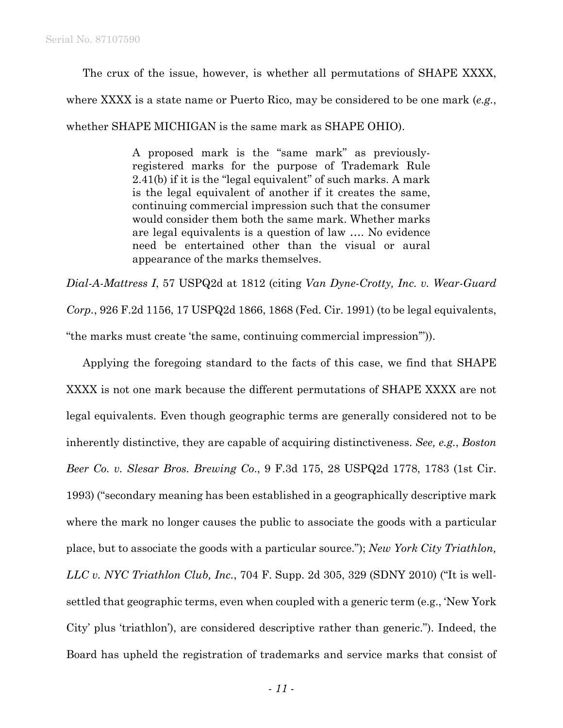The crux of the issue, however, is whether all permutations of SHAPE XXXX, where XXXX is a state name or Puerto Rico, may be considered to be one mark (*e.g.*, whether SHAPE MICHIGAN is the same mark as SHAPE OHIO).

> A proposed mark is the "same mark" as previously-registered marks for the purpose of Trademark Rule 2.41(b) if it is the "legal equivalent" of such marks. A mark is the legal equivalent of another if it creates the same, continuing commercial impression such that the consumer would consider them both the same mark. Whether marks are legal equivalents is a question of law …. No evidence need be entertained other than the visual or aural appearance of the marks themselves.

*Dial-A-Mattress I*, 57 USPQ2d at 1812 (citing *Van Dyne-Crotty, Inc. v. Wear-Guard Corp.*, 926 F.2d 1156, 17 USPQ2d 1866, 1868 (Fed. Cir. 1991) (to be legal equivalents, "the marks must create 'the same, continuing commercial impression'")).

Applying the foregoing standard to the facts of this case, we find that SHAPE XXXX is not one mark because the different permutations of SHAPE XXXX are not legal equivalents. Even though geographic terms are generally considered not to be inherently distinctive, they are capable of acquiring distinctiveness. *See, e.g.*, *Boston Beer Co. v. Slesar Bros. Brewing Co*., 9 F.3d 175, 28 USPQ2d 1778, 1783 (1st Cir. 1993) ("secondary meaning has been established in a geographically descriptive mark where the mark no longer causes the public to associate the goods with a particular place, but to associate the goods with a particular source."); *New York City Triathlon, LLC v. NYC Triathlon Club, Inc.*, 704 F. Supp. 2d 305, 329 (SDNY 2010) ("It is well-settled that geographic terms, even when coupled with a generic term (e.g., 'New York City' plus 'triathlon'), are considered descriptive rather than generic."). Indeed, the Board has upheld the registration of trademarks and service marks that consist of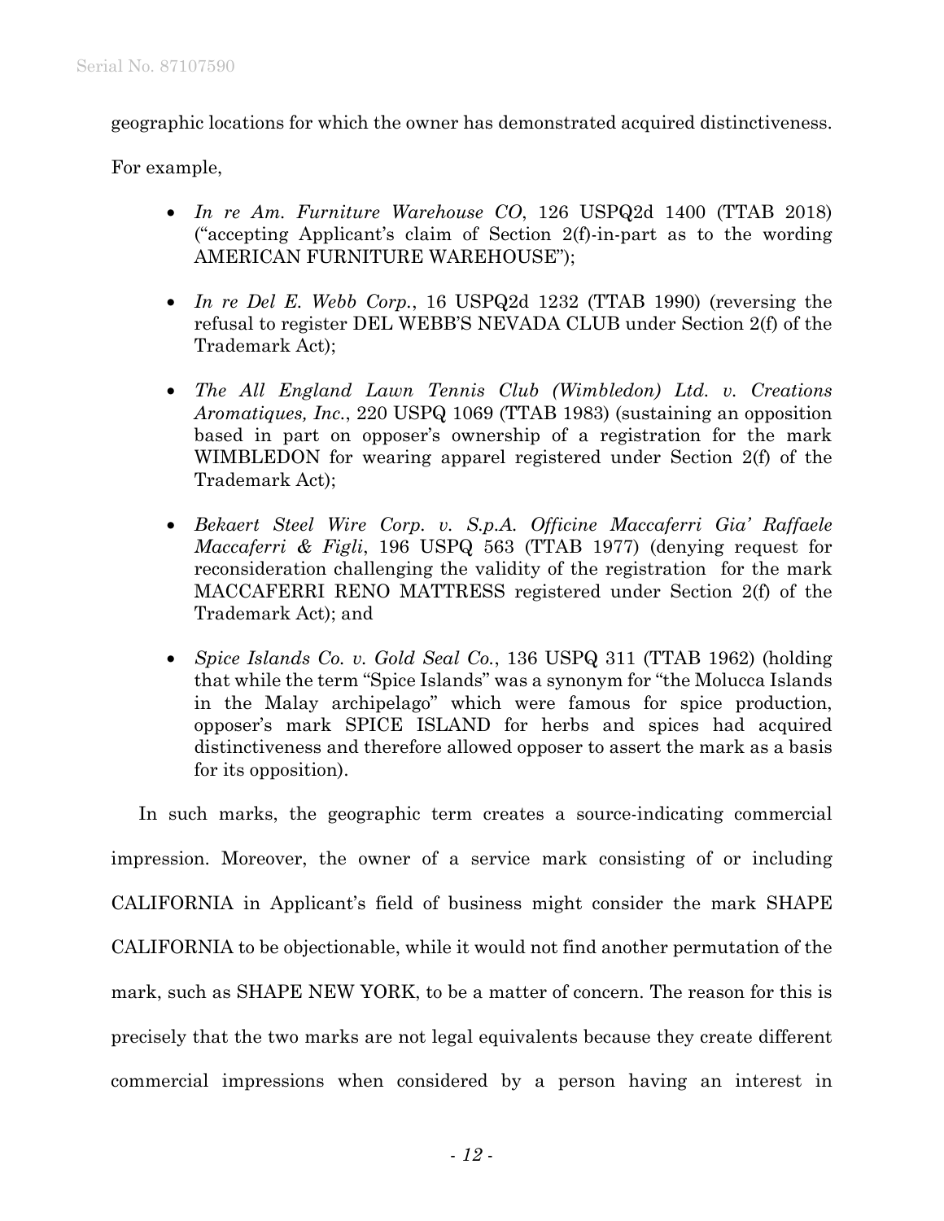geographic locations for which the owner has demonstrated acquired distinctiveness.

For example,

- *In re Am. Furniture Warehouse CO*, 126 USPQ2d 1400 (TTAB 2018) ("accepting Applicant's claim of Section 2(f)-in-part as to the wording AMERICAN FURNITURE WAREHOUSE");
- *In re Del E. Webb Corp.*, 16 USPQ2d 1232 (TTAB 1990) (reversing the refusal to register DEL WEBB'S NEVADA CLUB under Section 2(f) of the Trademark Act);
- *The All England Lawn Tennis Club (Wimbledon) Ltd. v. Creations Aromatiques, Inc.*, 220 USPQ 1069 (TTAB 1983) (sustaining an opposition based in part on opposer's ownership of a registration for the mark WIMBLEDON for wearing apparel registered under Section 2(f) of the Trademark Act);
- *Bekaert Steel Wire Corp. v. S.p.A. Officine Maccaferri Gia' Raffaele Maccaferri & Figli*, 196 USPQ 563 (TTAB 1977) (denying request for reconsideration challenging the validity of the registration for the mark MACCAFERRI RENO MATTRESS registered under Section 2(f) of the Trademark Act); and
- *Spice Islands Co. v. Gold Seal Co.*, 136 USPQ 311 (TTAB 1962) (holding that while the term "Spice Islands" was a synonym for "the Molucca Islands in the Malay archipelago" which were famous for spice production, opposer's mark SPICE ISLAND for herbs and spices had acquired distinctiveness and therefore allowed opposer to assert the mark as a basis for its opposition).

In such marks, the geographic term creates a source-indicating commercial impression. Moreover, the owner of a service mark consisting of or including CALIFORNIA in Applicant's field of business might consider the mark SHAPE CALIFORNIA to be objectionable, while it would not find another permutation of the mark, such as SHAPE NEW YORK, to be a matter of concern. The reason for this is precisely that the two marks are not legal equivalents because they create different commercial impressions when considered by a person having an interest in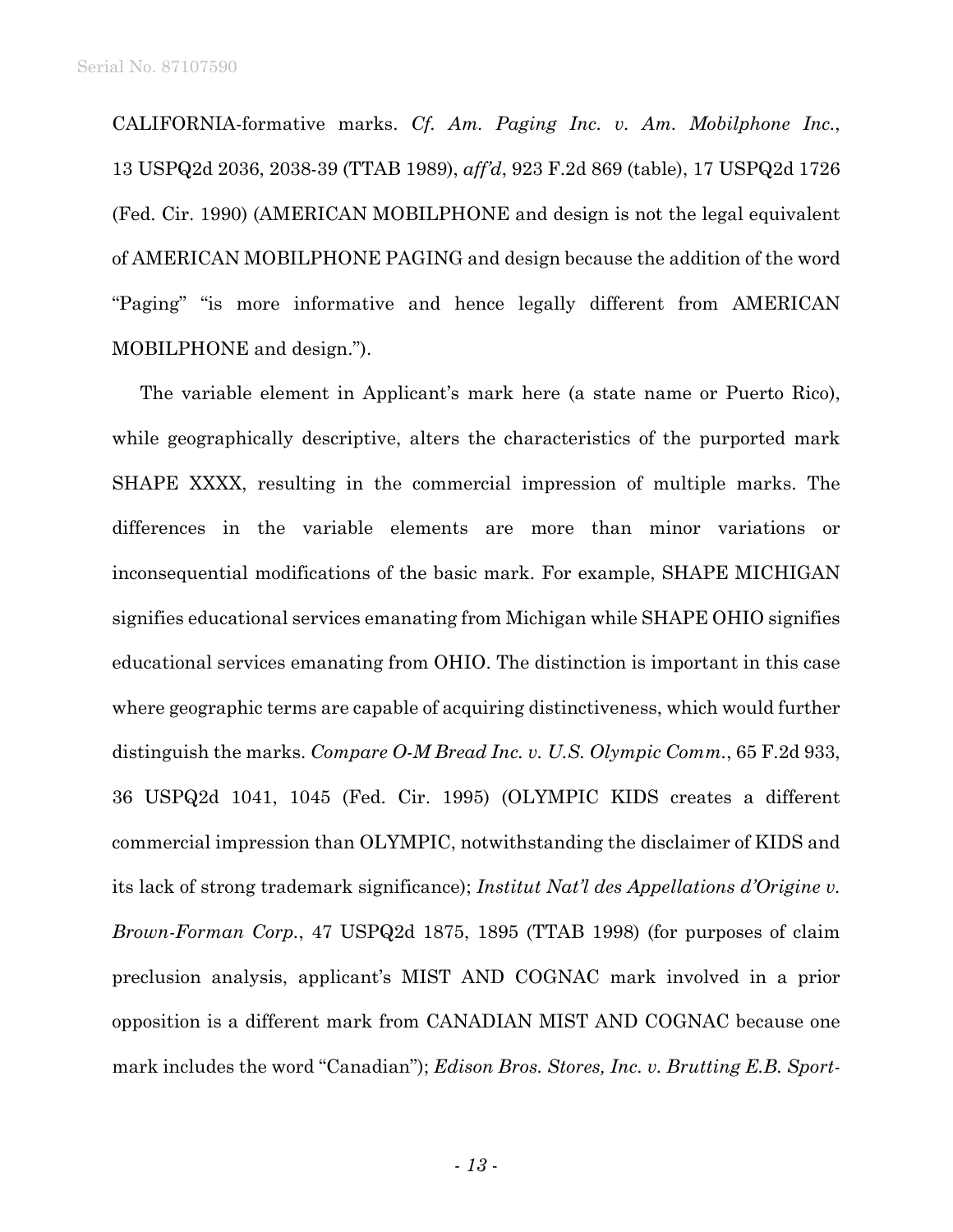CALIFORNIA-formative marks. *Cf. Am. Paging Inc. v. Am. Mobilphone Inc.*, 13 USPQ2d 2036, 2038-39 (TTAB 1989), *aff'd*, 923 F.2d 869 (table), 17 USPQ2d 1726 (Fed. Cir. 1990) (AMERICAN MOBILPHONE and design is not the legal equivalent of AMERICAN MOBILPHONE PAGING and design because the addition of the word "Paging" "is more informative and hence legally different from AMERICAN MOBILPHONE and design.").

The variable element in Applicant's mark here (a state name or Puerto Rico), while geographically descriptive, alters the characteristics of the purported mark SHAPE XXXX, resulting in the commercial impression of multiple marks. The differences in the variable elements are more than minor variations or inconsequential modifications of the basic mark. For example, SHAPE MICHIGAN signifies educational services emanating from Michigan while SHAPE OHIO signifies educational services emanating from OHIO. The distinction is important in this case where geographic terms are capable of acquiring distinctiveness, which would further distinguish the marks. *Compare O-M Bread Inc. v. U.S. Olympic Comm.*, 65 F.2d 933, 36 USPQ2d 1041, 1045 (Fed. Cir. 1995) (OLYMPIC KIDS creates a different commercial impression than OLYMPIC, notwithstanding the disclaimer of KIDS and its lack of strong trademark significance); *Institut Nat'l des Appellations d'Origine v. Brown-Forman Corp.*, 47 USPQ2d 1875, 1895 (TTAB 1998) (for purposes of claim preclusion analysis, applicant's MIST AND COGNAC mark involved in a prior opposition is a different mark from CANADIAN MIST AND COGNAC because one mark includes the word "Canadian"); *Edison Bros. Stores, Inc. v. Brutting E.B. Sport-*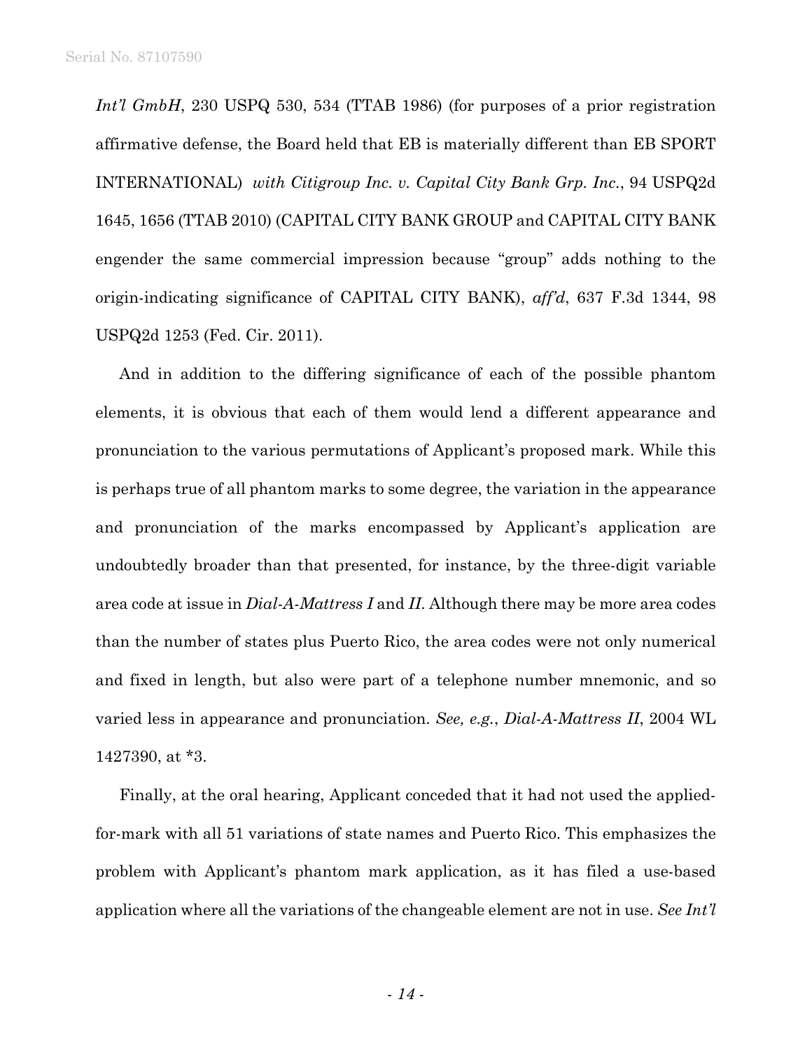*Int'l GmbH*, 230 USPQ 530, 534 (TTAB 1986) (for purposes of a prior registration affirmative defense, the Board held that EB is materially different than EB SPORT INTERNATIONAL) *with Citigroup Inc. v. Capital City Bank Grp. Inc.*, 94 USPQ2d 1645, 1656 (TTAB 2010) (CAPITAL CITY BANK GROUP and CAPITAL CITY BANK engender the same commercial impression because "group" adds nothing to the origin-indicating significance of CAPITAL CITY BANK), *aff'd*, 637 F.3d 1344, 98 USPQ2d 1253 (Fed. Cir. 2011).

And in addition to the differing significance of each of the possible phantom elements, it is obvious that each of them would lend a different appearance and pronunciation to the various permutations of Applicant's proposed mark. While this is perhaps true of all phantom marks to some degree, the variation in the appearance and pronunciation of the marks encompassed by Applicant's application are undoubtedly broader than that presented, for instance, by the three-digit variable area code at issue in *Dial-A-Mattress I* and *II*. Although there may be more area codes than the number of states plus Puerto Rico, the area codes were not only numerical and fixed in length, but also were part of a telephone number mnemonic, and so varied less in appearance and pronunciation. *See, e.g.*, *Dial-A-Mattress II*, 2004 WL 1427390, at *3.

Finally, at the oral hearing, Applicant conceded that it had not used the applied-for-mark with all 51 variations of state names and Puerto Rico. This emphasizes the problem with Applicant's phantom mark application, as it has filed a use-based application where all the variations of the changeable element are not in use. *See Int'l*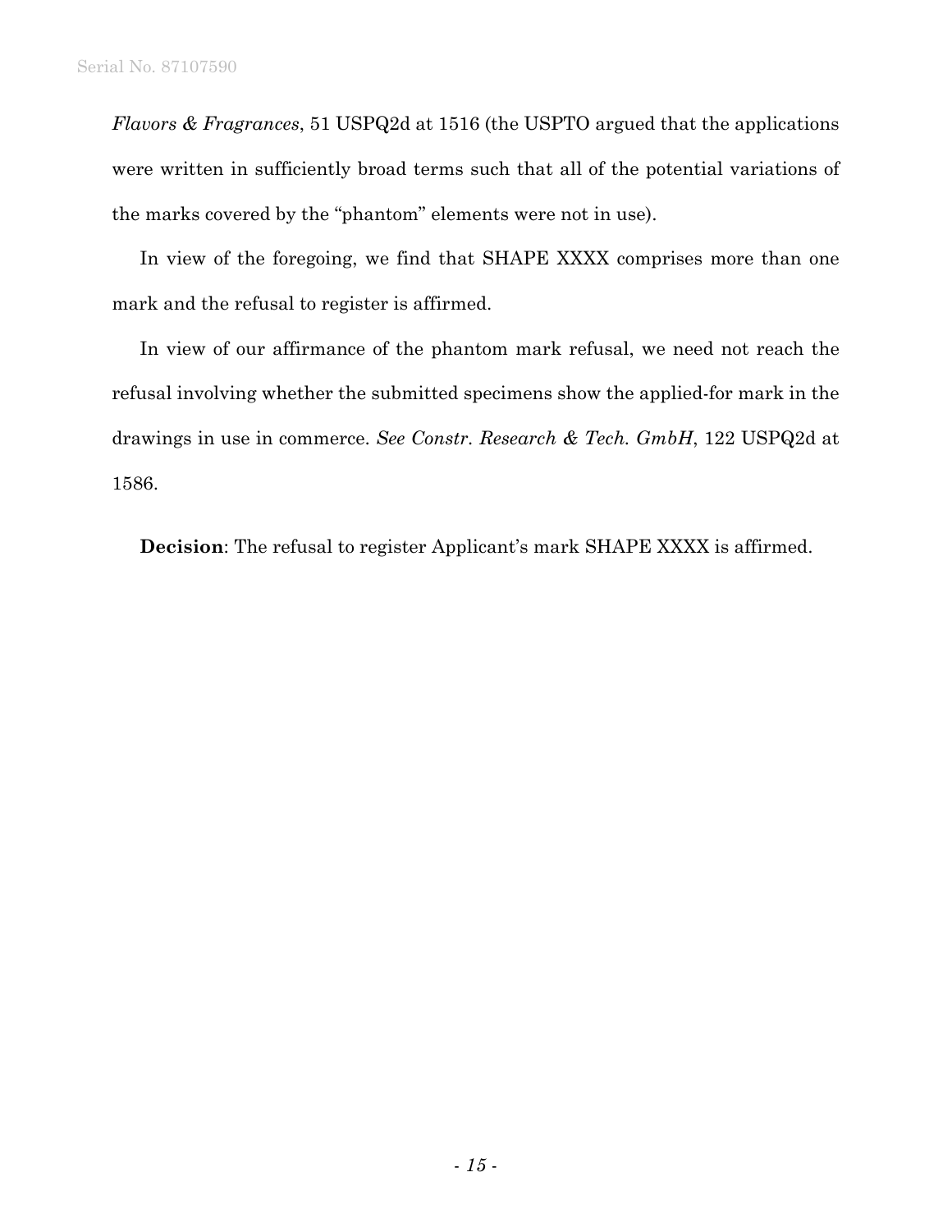*Flavors & Fragrances*, 51 USPQ2d at 1516 (the USPTO argued that the applications were written in sufficiently broad terms such that all of the potential variations of the marks covered by the "phantom" elements were not in use).

In view of the foregoing, we find that SHAPE XXXX comprises more than one mark and the refusal to register is affirmed.

In view of our affirmance of the phantom mark refusal, we need not reach the refusal involving whether the submitted specimens show the applied-for mark in the drawings in use in commerce. *See Constr. Research & Tech. GmbH*, 122 USPQ2d at 1586.

**Decision**: The refusal to register Applicant's mark SHAPE XXXX is affirmed.